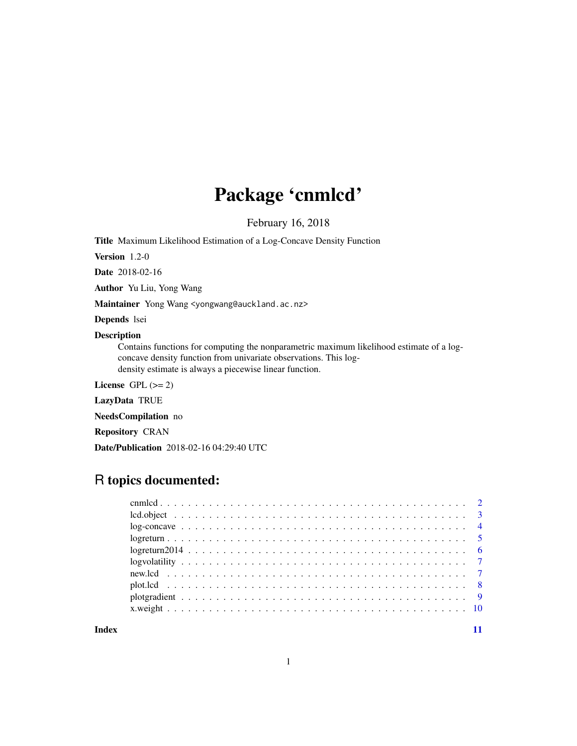# Package 'cnmlcd'

February 16, 2018

**Title** Maximum Likelihood Estimation of a Log-Concave Density Function

**Version** 1.2-0

**Date** 2018-02-16

**Author** Yu Liu, Yong Wang

**Maintainer** Yong Wang <yongwang@auckland.ac.nz>

**Depends** lsei

**Description** Contains functions for computing the nonparametric maximum likelihood estimate of a log-concave density function from univariate observations. This log-density estimate is always a piecewise linear function.

**License** GPL (>= 2)

**LazyData** TRUE

**NeedsCompilation** no

**Repository** CRAN

**Date/Publication** 2018-02-16 04:29:40 UTC

## R topics documented:

- cnmlcd . . . . . . . . . . . . . . . . . . . . . . . . . . . . . . . . . . . . . . . . . . . 2
- lcd.object . . . . . . . . . . . . . . . . . . . . . . . . . . . . . . . . . . . . . . . . . . 3
- log-concave . . . . . . . . . . . . . . . . . . . . . . . . . . . . . . . . . . . . . . . . . 4
- logreturn . . . . . . . . . . . . . . . . . . . . . . . . . . . . . . . . . . . . . . . . . . 5
- logreturn2014 . . . . . . . . . . . . . . . . . . . . . . . . . . . . . . . . . . . . . . . 6
- logvolatility . . . . . . . . . . . . . . . . . . . . . . . . . . . . . . . . . . . . . . . . 7
- new.lcd . . . . . . . . . . . . . . . . . . . . . . . . . . . . . . . . . . . . . . . . . . . 7
- plot.lcd . . . . . . . . . . . . . . . . . . . . . . . . . . . . . . . . . . . . . . . . . . . 8
- plotgradient . . . . . . . . . . . . . . . . . . . . . . . . . . . . . . . . . . . . . . . . . 9
- x.weight . . . . . . . . . . . . . . . . . . . . . . . . . . . . . . . . . . . . . . . . . . 10

**Index** 11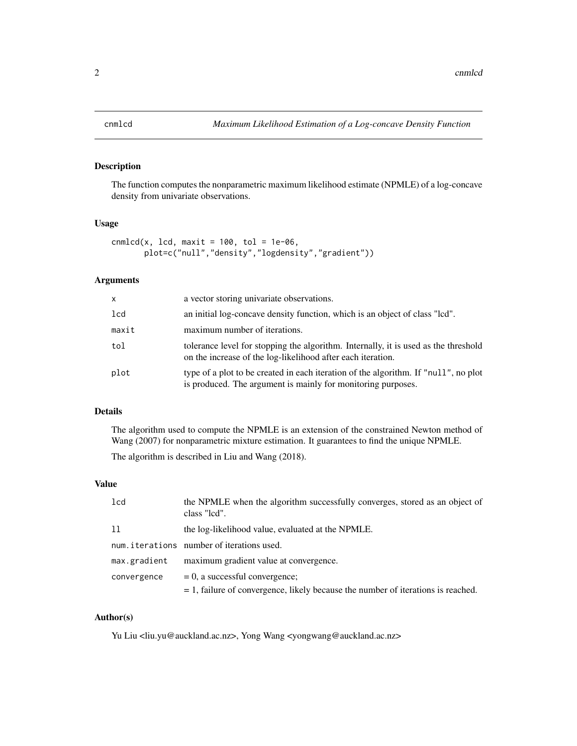## cnmlcd — *Maximum Likelihood Estimation of a Log-concave Density Function*

### Description

The function computes the nonparametric maximum likelihood estimate (NPMLE) of a log-concave density from univariate observations.

### Usage

```
cnmlcd(x, lcd, maxit = 100, tol = 1e-06,
       plot=c("null","density","logdensity","gradient"))
```

### Arguments

| | |
|---|---|
| `x` | a vector storing univariate observations. |
| `lcd` | an initial log-concave density function, which is an object of class "lcd". |
| `maxit` | maximum number of iterations. |
| `tol` | tolerance level for stopping the algorithm. Internally, it is used as the threshold on the increase of the log-likelihood after each iteration. |
| `plot` | type of a plot to be created in each iteration of the algorithm. If `"null"`, no plot is produced. The argument is mainly for monitoring purposes. |

### Details

The algorithm used to compute the NPMLE is an extension of the constrained Newton method of Wang (2007) for nonparametric mixture estimation. It guarantees to find the unique NPMLE.

The algorithm is described in Liu and Wang (2018).

### Value

| | |
|---|---|
| `lcd` | the NPMLE when the algorithm successfully converges, stored as an object of class "lcd". |
| `ll` | the log-likelihood value, evaluated at the NPMLE. |
| `num.iterations` | number of iterations used. |
| `max.gradient` | maximum gradient value at convergence. |
| `convergence` | = 0, a successful convergence;<br>= 1, failure of convergence, likely because the number of iterations is reached. |

### Author(s)

Yu Liu <liu.yu@auckland.ac.nz>, Yong Wang <yongwang@auckland.ac.nz>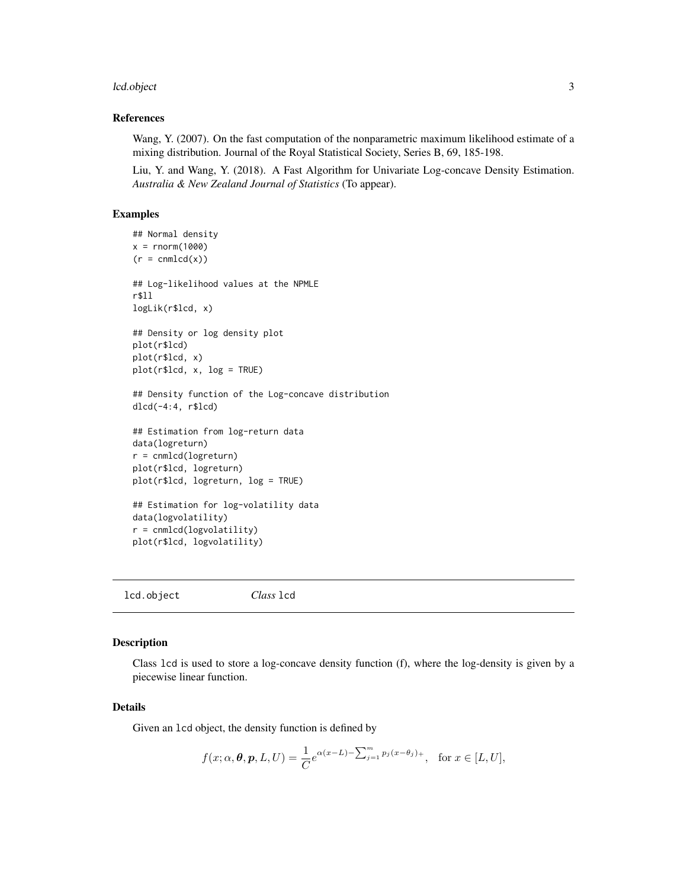### References

Wang, Y. (2007). On the fast computation of the nonparametric maximum likelihood estimate of a mixing distribution. Journal of the Royal Statistical Society, Series B, 69, 185-198.

Liu, Y. and Wang, Y. (2018). A Fast Algorithm for Univariate Log-concave Density Estimation. *Australia & New Zealand Journal of Statistics* (To appear).

### Examples

```
## Normal density
x = rnorm(1000)
(r = cnmlcd(x))

## Log-likelihood values at the NPMLE
r$ll
logLik(r$lcd, x)

## Density or log density plot
plot(r$lcd)
plot(r$lcd, x)
plot(r$lcd, x, log = TRUE)

## Density function of the Log-concave distribution
dlcd(-4:4, r$lcd)

## Estimation from log-return data
data(logreturn)
r = cnmlcd(logreturn)
plot(r$lcd, logreturn)
plot(r$lcd, logreturn, log = TRUE)

## Estimation for log-volatility data
data(logvolatility)
r = cnmlcd(logvolatility)
plot(r$lcd, logvolatility)
```

## lcd.object &nbsp;&nbsp;&nbsp; *Class* lcd

### Description

Class lcd is used to store a log-concave density function (f), where the log-density is given by a piecewise linear function.

### Details

Given an lcd object, the density function is defined by

$$f(x; \alpha, \boldsymbol{\theta}, \boldsymbol{p}, L, U) = \frac{1}{C} e^{\alpha(x-L) - \sum_{j=1}^{m} p_j (x-\theta_j)_+}, \quad \text{for } x \in [L, U],$$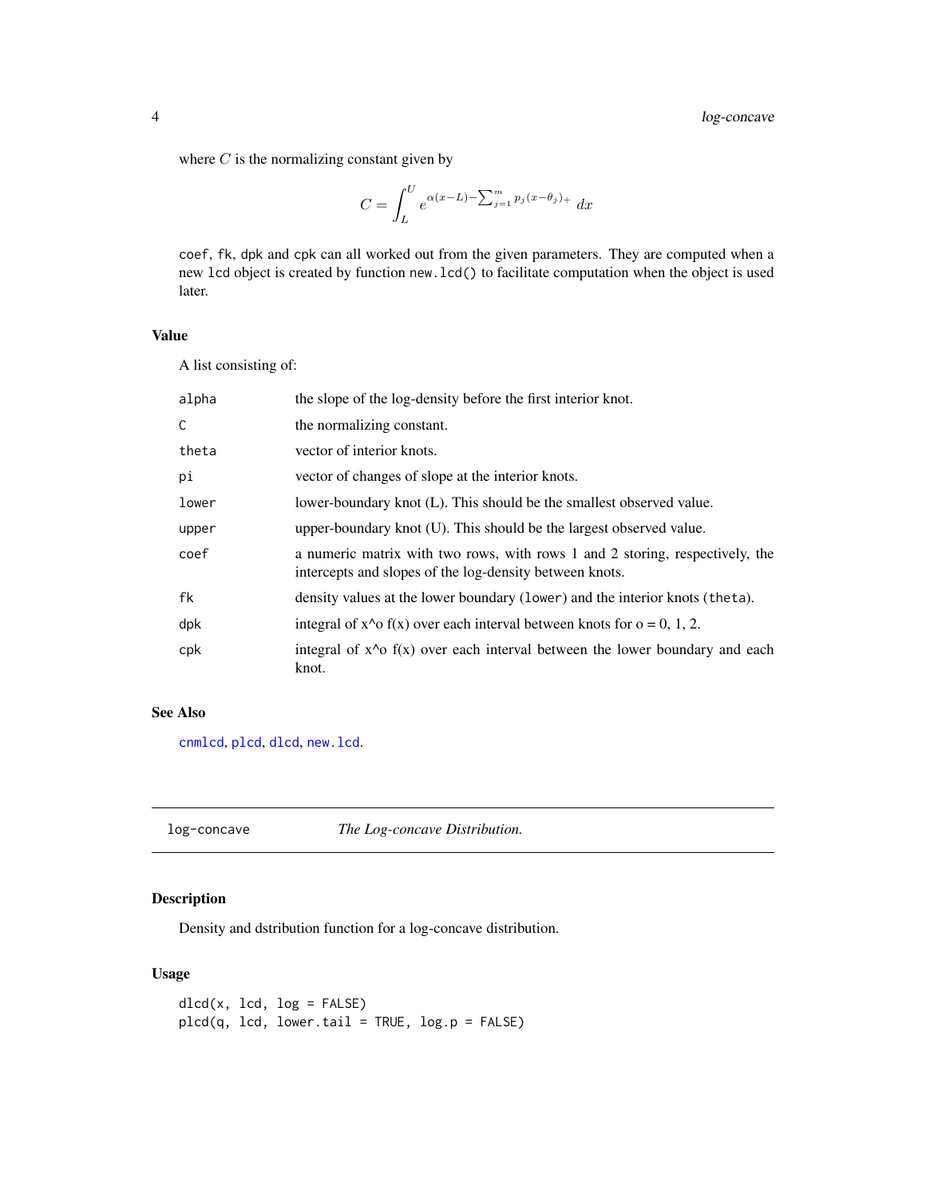where $C$ is the normalizing constant given by

$$C = \int_L^U e^{\alpha(x-L) - \sum_{j=1}^m p_j (x-\theta_j)_+} \, dx$$

coef, fk, dpk and cpk can all worked out from the given parameters. They are computed when a new lcd object is created by function new.lcd() to facilitate computation when the object is used later.

### Value

A list consisting of:

| | |
|---|---|
| alpha | the slope of the log-density before the first interior knot. |
| C | the normalizing constant. |
| theta | vector of interior knots. |
| pi | vector of changes of slope at the interior knots. |
| lower | lower-boundary knot (L). This should be the smallest observed value. |
| upper | upper-boundary knot (U). This should be the largest observed value. |
| coef | a numeric matrix with two rows, with rows 1 and 2 storing, respectively, the intercepts and slopes of the log-density between knots. |
| fk | density values at the lower boundary (lower) and the interior knots (theta). |
| dpk | integral of x^o f(x) over each interval between knots for o = 0, 1, 2. |
| cpk | integral of x^o f(x) over each interval between the lower boundary and each knot. |

### See Also

cnmlcd, plcd, dlcd, new.lcd.

---

## log-concave — *The Log-concave Distribution.*

### Description

Density and dstribution function for a log-concave distribution.

### Usage

```
dlcd(x, lcd, log = FALSE)
plcd(q, lcd, lower.tail = TRUE, log.p = FALSE)
```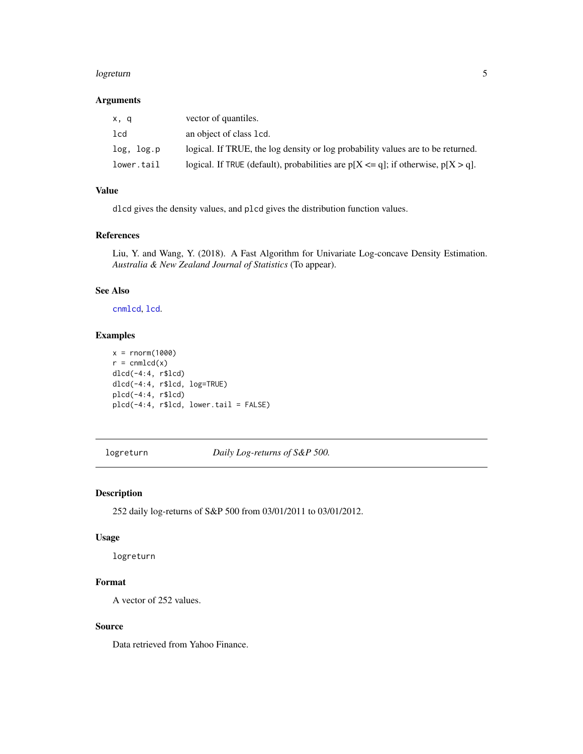### Arguments

| | |
|---|---|
| `x, q` | vector of quantiles. |
| `lcd` | an object of class `lcd`. |
| `log, log.p` | logical. If TRUE, the log density or log probability values are to be returned. |
| `lower.tail` | logical. If `TRUE` (default), probabilities are p[X <= q]; if otherwise, p[X > q]. |

### Value

`dlcd` gives the density values, and `plcd` gives the distribution function values.

### References

Liu, Y. and Wang, Y. (2018). A Fast Algorithm for Univariate Log-concave Density Estimation. *Australia & New Zealand Journal of Statistics* (To appear).

### See Also

`cnmlcd`, `lcd`.

### Examples

```
x = rnorm(1000)
r = cnmlcd(x)
dlcd(-4:4, r$lcd)
dlcd(-4:4, r$lcd, log=TRUE)
plcd(-4:4, r$lcd)
plcd(-4:4, r$lcd, lower.tail = FALSE)
```

---

## logreturn — *Daily Log-returns of S&P 500.*

---

### Description

252 daily log-returns of S&P 500 from 03/01/2011 to 03/01/2012.

### Usage

```
logreturn
```

### Format

A vector of 252 values.

### Source

Data retrieved from Yahoo Finance.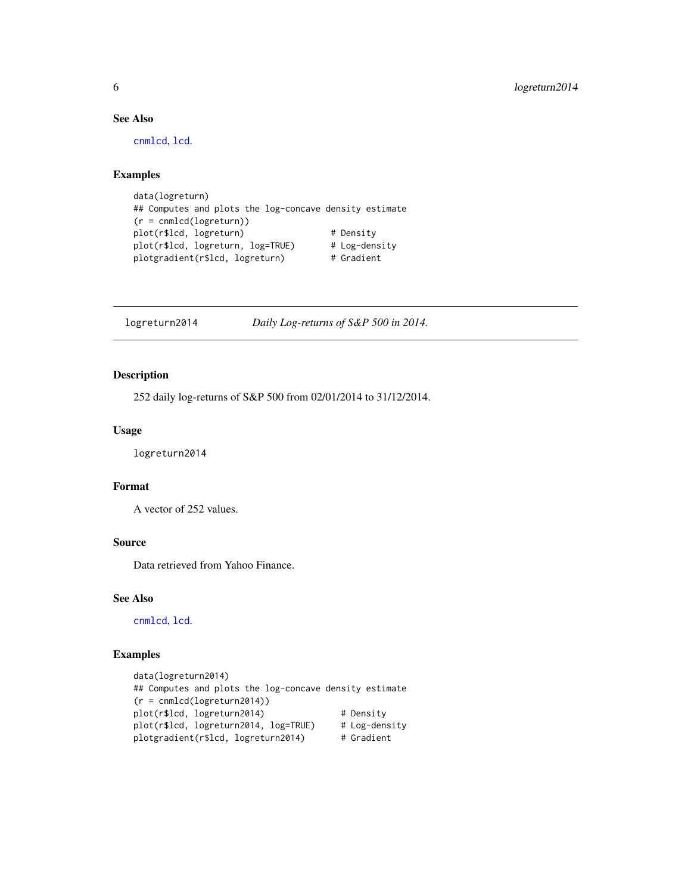### See Also

cnmlcd, lcd.

### Examples

```
data(logreturn)
## Computes and plots the log-concave density estimate
(r = cnmlcd(logreturn))
plot(r$lcd, logreturn)                # Density
plot(r$lcd, logreturn, log=TRUE)      # Log-density
plotgradient(r$lcd, logreturn)        # Gradient
```

---

## logreturn2014 *Daily Log-returns of S&P 500 in 2014.*

---

### Description

252 daily log-returns of S&P 500 from 02/01/2014 to 31/12/2014.

### Usage

```
logreturn2014
```

### Format

A vector of 252 values.

### Source

Data retrieved from Yahoo Finance.

### See Also

cnmlcd, lcd.

### Examples

```
data(logreturn2014)
## Computes and plots the log-concave density estimate
(r = cnmlcd(logreturn2014))
plot(r$lcd, logreturn2014)               # Density
plot(r$lcd, logreturn2014, log=TRUE)     # Log-density
plotgradient(r$lcd, logreturn2014)       # Gradient
```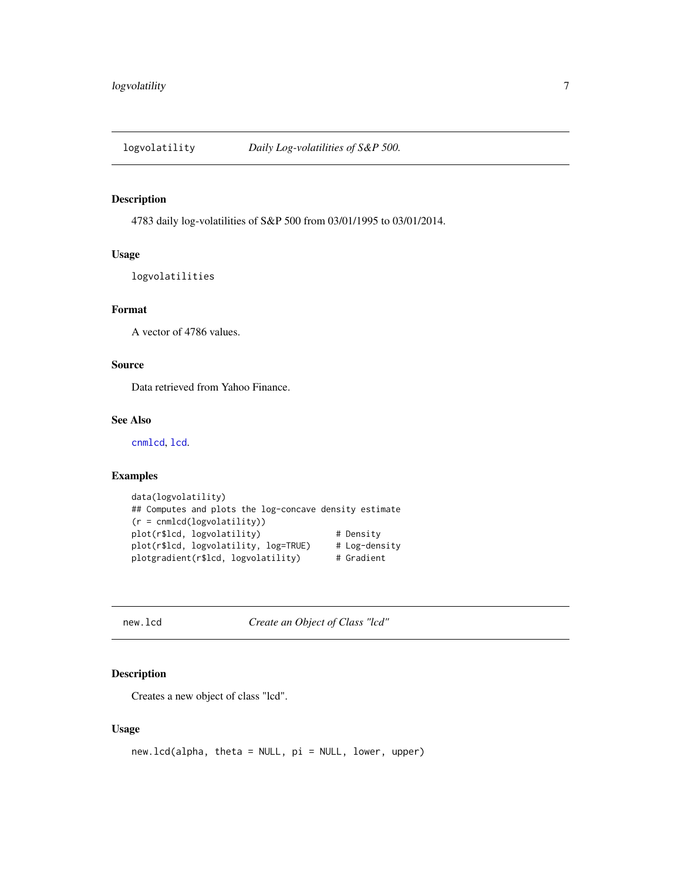## logvolatility — *Daily Log-volatilities of S&P 500.*

### Description

4783 daily log-volatilities of S&P 500 from 03/01/1995 to 03/01/2014.

### Usage

```
logvolatilities
```

### Format

A vector of 4786 values.

### Source

Data retrieved from Yahoo Finance.

### See Also

cnmlcd, lcd.

### Examples

```
data(logvolatility)
## Computes and plots the log-concave density estimate
(r = cnmlcd(logvolatility))
plot(r$lcd, logvolatility)              # Density
plot(r$lcd, logvolatility, log=TRUE)    # Log-density
plotgradient(r$lcd, logvolatility)      # Gradient
```

## new.lcd — *Create an Object of Class "lcd"*

### Description

Creates a new object of class "lcd".

### Usage

```
new.lcd(alpha, theta = NULL, pi = NULL, lower, upper)
```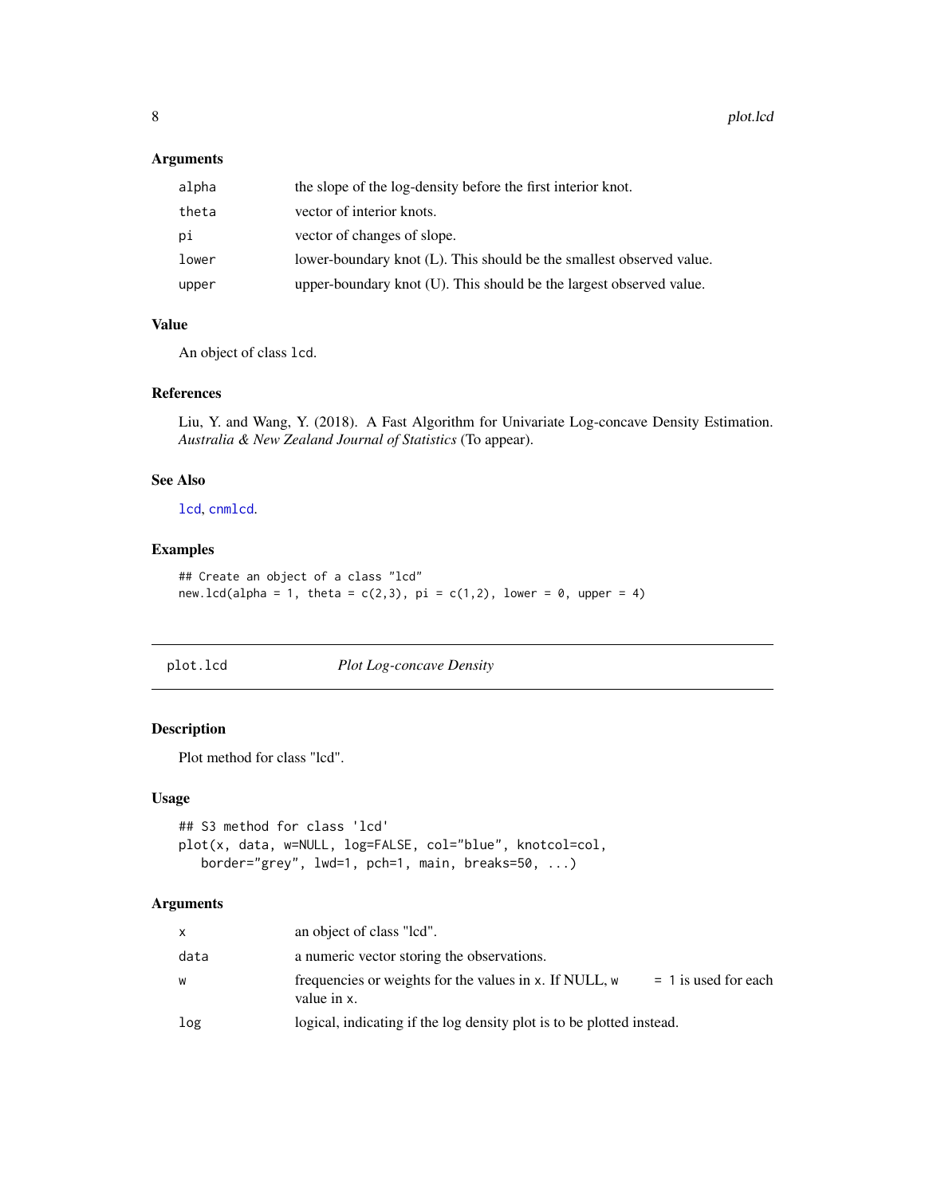### Arguments

| | |
|---|---|
| `alpha` | the slope of the log-density before the first interior knot. |
| `theta` | vector of interior knots. |
| `pi` | vector of changes of slope. |
| `lower` | lower-boundary knot (L). This should be the smallest observed value. |
| `upper` | upper-boundary knot (U). This should be the largest observed value. |

### Value

An object of class `lcd`.

### References

Liu, Y. and Wang, Y. (2018). A Fast Algorithm for Univariate Log-concave Density Estimation. *Australia & New Zealand Journal of Statistics* (To appear).

### See Also

`lcd`, `cnmlcd`.

### Examples

```
## Create an object of a class "lcd"
new.lcd(alpha = 1, theta = c(2,3), pi = c(1,2), lower = 0, upper = 4)
```

---

## plot.lcd — *Plot Log-concave Density*

### Description

Plot method for class "lcd".

### Usage

```
## S3 method for class 'lcd'
plot(x, data, w=NULL, log=FALSE, col="blue", knotcol=col,
   border="grey", lwd=1, pch=1, main, breaks=50, ...)
```

### Arguments

| | |
|---|---|
| `x` | an object of class "lcd". |
| `data` | a numeric vector storing the observations. |
| `w` | frequencies or weights for the values in `x`. If NULL, `w = 1` is used for each value in `x`. |
| `log` | logical, indicating if the log density plot is to be plotted instead. |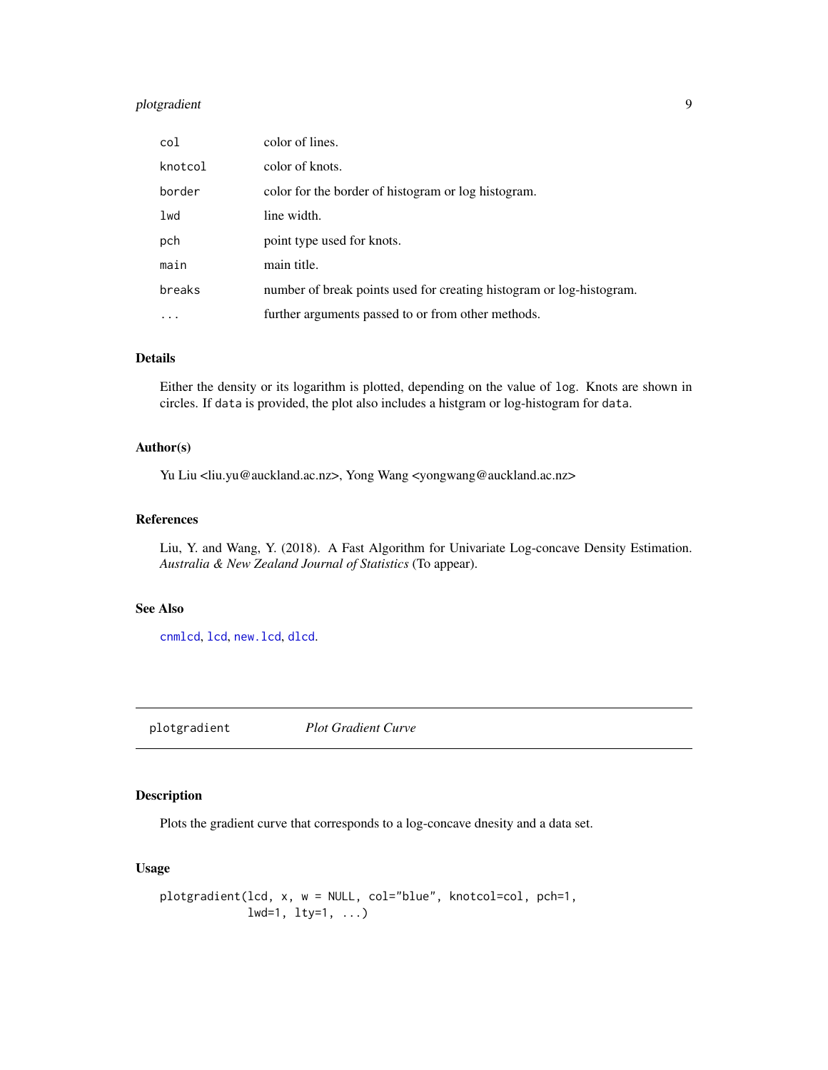| | |
|---|---|
| col | color of lines. |
| knotcol | color of knots. |
| border | color for the border of histogram or log histogram. |
| lwd | line width. |
| pch | point type used for knots. |
| main | main title. |
| breaks | number of break points used for creating histogram or log-histogram. |
| ... | further arguments passed to or from other methods. |

### Details

Either the density or its logarithm is plotted, depending on the value of `log`. Knots are shown in circles. If `data` is provided, the plot also includes a histgram or log-histogram for `data`.

### Author(s)

Yu Liu <liu.yu@auckland.ac.nz>, Yong Wang <yongwang@auckland.ac.nz>

### References

Liu, Y. and Wang, Y. (2018). A Fast Algorithm for Univariate Log-concave Density Estimation. *Australia & New Zealand Journal of Statistics* (To appear).

### See Also

`cnmlcd`, `lcd`, `new.lcd`, `dlcd`.

---

## plotgradient *Plot Gradient Curve*

---

### Description

Plots the gradient curve that corresponds to a log-concave dnesity and a data set.

### Usage

```
plotgradient(lcd, x, w = NULL, col="blue", knotcol=col, pch=1,
             lwd=1, lty=1, ...)
```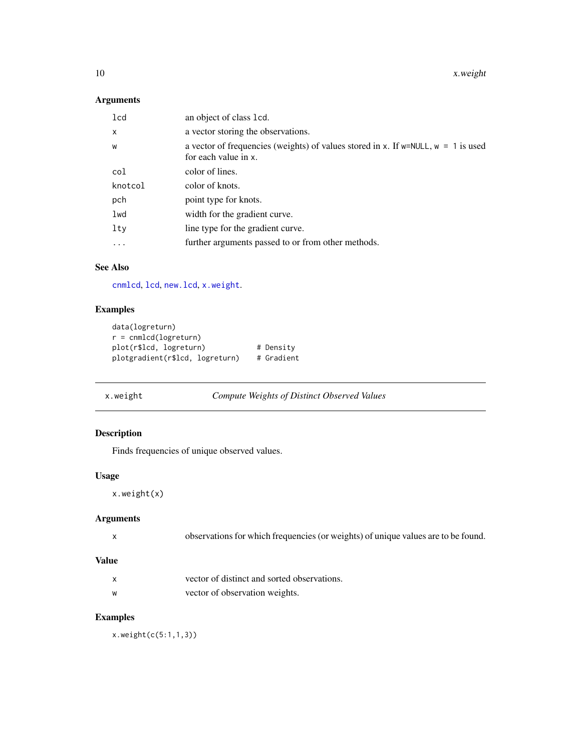## Arguments

| | |
|---|---|
| `lcd` | an object of class `lcd`. |
| `x` | a vector storing the observations. |
| `w` | a vector of frequencies (weights) of values stored in `x`. If `w=NULL`, `w = 1` is used for each value in `x`. |
| `col` | color of lines. |
| `knotcol` | color of knots. |
| `pch` | point type for knots. |
| `lwd` | width for the gradient curve. |
| `lty` | line type for the gradient curve. |
| `...` | further arguments passed to or from other methods. |

## See Also

`cnmlcd`, `lcd`, `new.lcd`, `x.weight`.

## Examples

```
data(logreturn)
r = cnmlcd(logreturn)
plot(r$lcd, logreturn)           # Density
plotgradient(r$lcd, logreturn)   # Gradient
```

---

# x.weight — *Compute Weights of Distinct Observed Values*

## Description

Finds frequencies of unique observed values.

## Usage

```
x.weight(x)
```

## Arguments

| | |
|---|---|
| `x` | observations for which frequencies (or weights) of unique values are to be found. |

## Value

| | |
|---|---|
| `x` | vector of distinct and sorted observations. |
| `w` | vector of observation weights. |

## Examples

```
x.weight(c(5:1,1,3))
```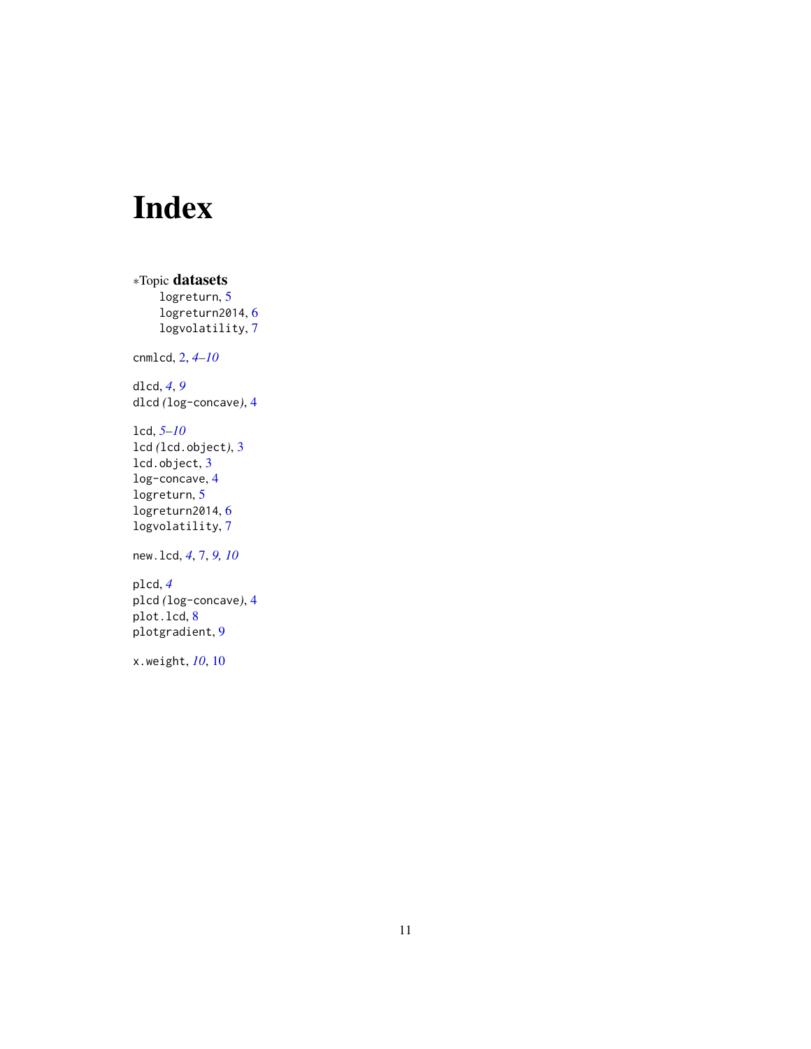# Index

*Topic **datasets**
- logreturn, 5
- logreturn2014, 6
- logvolatility, 7

cnmlcd, 2, *4–10*

dlcd, *4*, *9*
dlcd *(*log-concave*)*, 4

lcd, *5–10*
lcd *(*lcd.object*)*, 3
lcd.object, 3
log-concave, 4
logreturn, 5
logreturn2014, 6
logvolatility, 7

new.lcd, *4*, 7, *9*, *10*

plcd, *4*
plcd *(*log-concave*)*, 4
plot.lcd, 8
plotgradient, 9

x.weight, *10*, 10